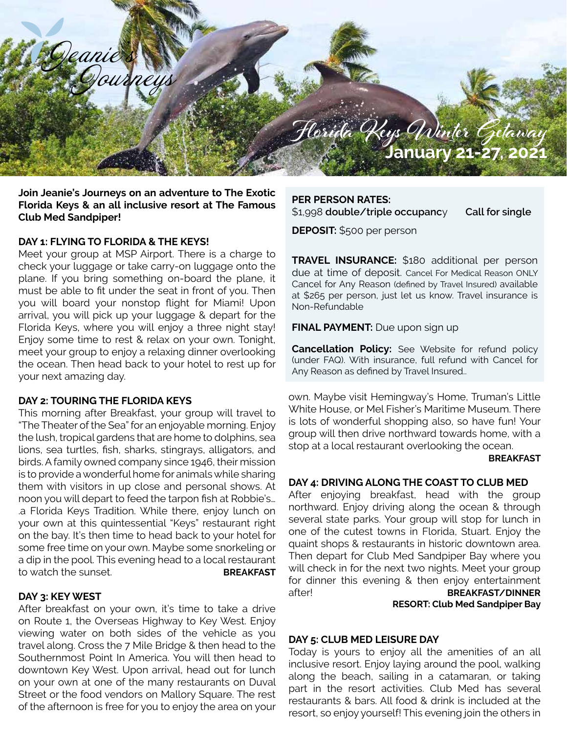Jeanie's Journeys

# Florida Keys Winter Getaway

## January 21-27, 2021

**Join Jeanie's Journeys on an adventure to The Exotic Florida Keys & an all inclusive resort at The Famous Club Med Sandpiper!**

**DAY 1: FLYING TO FLORIDA & THE KEYS!**

Meet your group at MSP Airport. There is a charge to check your luggage or take carry-on luggage onto the plane. If you bring something on-board the plane, it must be able to fit under the seat in front of you. Then you will board your nonstop flight for Miami! Upon arrival, you will pick up your luggage & depart for the Florida Keys, where you will enjoy a three night stay! Enjoy some time to rest & relax on your own. Tonight, meet your group to enjoy a relaxing dinner overlooking the ocean. Then head back to your hotel to rest up for your next amazing day.

**DAY 2: TOURING THE FLORIDA KEYS**

This morning after Breakfast, your group will travel to "The Theater of the Sea" for an enjoyable morning. Enjoy the lush, tropical gardens that are home to dolphins, sea lions, sea turtles, fish, sharks, stingrays, alligators, and birds. A family owned company since 1946, their mission is to provide a wonderful home for animals while sharing them with visitors in up close and personal shows. At noon you will depart to feed the tarpon fish at Robbie's... .a Florida Keys Tradition. While there, enjoy lunch on your own at this quintessential "Keys" restaurant right on the bay. It's then time to head back to your hotel for some free time on your own. Maybe some snorkeling or a dip in the pool. This evening head to a local restaurant to watch the sunset. **BREAKFAST**

**DAY 3: KEY WEST**

After breakfast on your own, it's time to take a drive on Route 1, the Overseas Highway to Key West. Enjoy viewing water on both sides of the vehicle as you travel along. Cross the 7 Mile Bridge & then head to the Southernmost Point In America. You will then head to downtown Key West. Upon arrival, head out for lunch on your own at one of the many restaurants on Duval Street or the food vendors on Mallory Square. The rest of the afternoon is free for you to enjoy the area on your own. Maybe visit Hemingway's Home, Truman's Little White House, or Mel Fisher's Maritime Museum. There is lots of wonderful shopping also, so have fun! Your group will then drive northward towards home, with a stop at a local restaurant overlooking the ocean. **BREAKFAST**

**PER PERSON RATES:**
$1,998 **double/triple occupanc**y **Call for single**

**DEPOSIT:** $500 per person

**TRAVEL INSURANCE:** $180 additional per person due at time of deposit. Cancel For Medical Reason ONLY Cancel for Any Reason (defined by Travel Insured) available at $265 per person, just let us know. Travel insurance is Non-Refundable

**FINAL PAYMENT:** Due upon sign up

**Cancellation Policy:** See Website for refund policy (under FAQ). With insurance, full refund with Cancel for Any Reason as defined by Travel Insured..

**DAY 4: DRIVING ALONG THE COAST TO CLUB MED**

After enjoying breakfast, head with the group northward. Enjoy driving along the ocean & through several state parks. Your group will stop for lunch in one of the cutest towns in Florida, Stuart. Enjoy the quaint shops & restaurants in historic downtown area. Then depart for Club Med Sandpiper Bay where you will check in for the next two nights. Meet your group for dinner this evening & then enjoy entertainment after! **BREAKFAST/DINNER**
**RESORT: Club Med Sandpiper Bay**

**DAY 5: CLUB MED LEISURE DAY**

Today is yours to enjoy all the amenities of an all inclusive resort. Enjoy laying around the pool, walking along the beach, sailing in a catamaran, or taking part in the resort activities. Club Med has several restaurants & bars. All food & drink is included at the resort, so enjoy yourself! This evening join the others in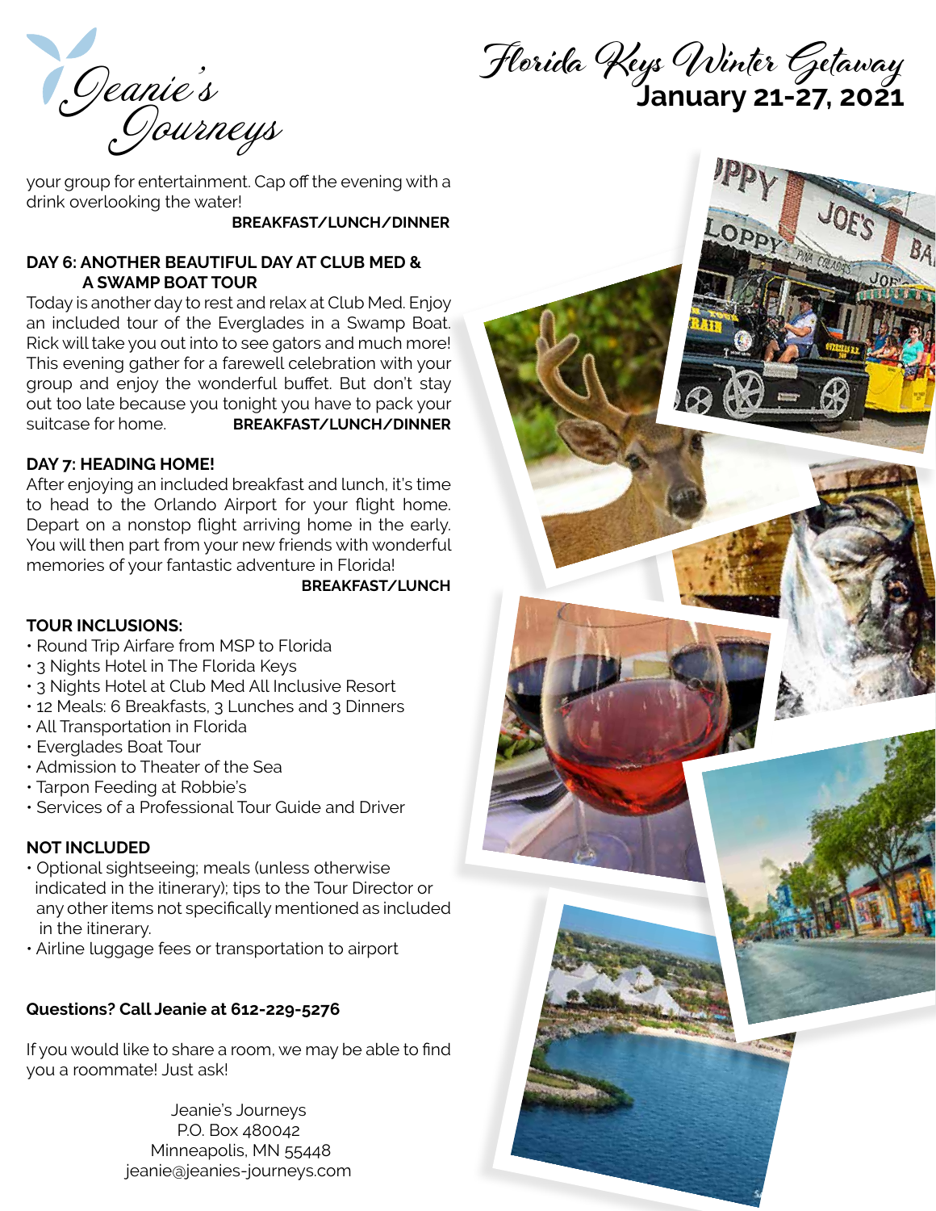Jeanie's Journeys

# Florida Keys Winter Getaway
## January 21-27, 2021

your group for entertainment. Cap off the evening with a drink overlooking the water!

**BREAKFAST/LUNCH/DINNER**

**DAY 6: ANOTHER BEAUTIFUL DAY AT CLUB MED & A SWAMP BOAT TOUR**

Today is another day to rest and relax at Club Med. Enjoy an included tour of the Everglades in a Swamp Boat. Rick will take you out into to see gators and much more! This evening gather for a farewell celebration with your group and enjoy the wonderful buffet. But don't stay out too late because you tonight you have to pack your suitcase for home. **BREAKFAST/LUNCH/DINNER**

**DAY 7: HEADING HOME!**

After enjoying an included breakfast and lunch, it's time to head to the Orlando Airport for your flight home. Depart on a nonstop flight arriving home in the early. You will then part from your new friends with wonderful memories of your fantastic adventure in Florida!

**BREAKFAST/LUNCH**

**TOUR INCLUSIONS:**

- Round Trip Airfare from MSP to Florida
- 3 Nights Hotel in The Florida Keys
- 3 Nights Hotel at Club Med All Inclusive Resort
- 12 Meals: 6 Breakfasts, 3 Lunches and 3 Dinners
- All Transportation in Florida
- Everglades Boat Tour
- Admission to Theater of the Sea
- Tarpon Feeding at Robbie's
- Services of a Professional Tour Guide and Driver

**NOT INCLUDED**

- Optional sightseeing; meals (unless otherwise indicated in the itinerary); tips to the Tour Director or any other items not specifically mentioned as included in the itinerary.
- Airline luggage fees or transportation to airport

**Questions? Call Jeanie at 612-229-5276**

If you would like to share a room, we may be able to find you a roommate! Just ask!

Jeanie's Journeys
P.O. Box 480042
Minneapolis, MN 55448
jeanie@jeanies-journeys.com